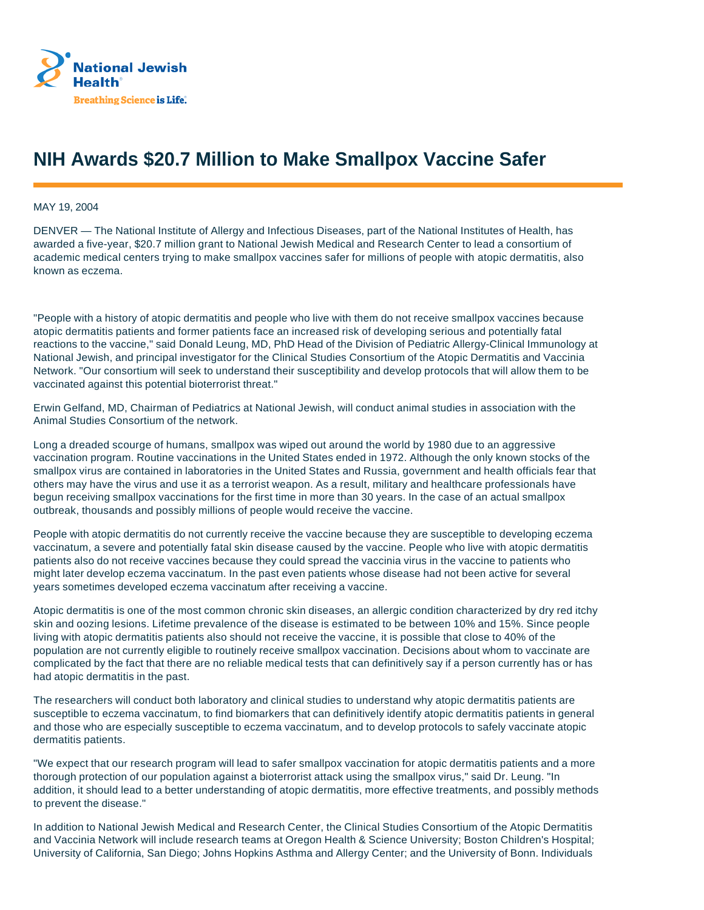National Jewish Health®

Breathing Science is Life.®

# NIH Awards $20.7 Million to Make Smallpox Vaccine Safer

MAY 19, 2004

DENVER — The National Institute of Allergy and Infectious Diseases, part of the National Institutes of Health, has awarded a five-year, $20.7 million grant to National Jewish Medical and Research Center to lead a consortium of academic medical centers trying to make smallpox vaccines safer for millions of people with atopic dermatitis, also known as eczema.

"People with a history of atopic dermatitis and people who live with them do not receive smallpox vaccines because atopic dermatitis patients and former patients face an increased risk of developing serious and potentially fatal reactions to the vaccine," said Donald Leung, MD, PhD Head of the Division of Pediatric Allergy-Clinical Immunology at National Jewish, and principal investigator for the Clinical Studies Consortium of the Atopic Dermatitis and Vaccinia Network. "Our consortium will seek to understand their susceptibility and develop protocols that will allow them to be vaccinated against this potential bioterrorist threat."

Erwin Gelfand, MD, Chairman of Pediatrics at National Jewish, will conduct animal studies in association with the Animal Studies Consortium of the network.

Long a dreaded scourge of humans, smallpox was wiped out around the world by 1980 due to an aggressive vaccination program. Routine vaccinations in the United States ended in 1972. Although the only known stocks of the smallpox virus are contained in laboratories in the United States and Russia, government and health officials fear that others may have the virus and use it as a terrorist weapon. As a result, military and healthcare professionals have begun receiving smallpox vaccinations for the first time in more than 30 years. In the case of an actual smallpox outbreak, thousands and possibly millions of people would receive the vaccine.

People with atopic dermatitis do not currently receive the vaccine because they are susceptible to developing eczema vaccinatum, a severe and potentially fatal skin disease caused by the vaccine. People who live with atopic dermatitis patients also do not receive vaccines because they could spread the vaccinia virus in the vaccine to patients who might later develop eczema vaccinatum. In the past even patients whose disease had not been active for several years sometimes developed eczema vaccinatum after receiving a vaccine.

Atopic dermatitis is one of the most common chronic skin diseases, an allergic condition characterized by dry red itchy skin and oozing lesions. Lifetime prevalence of the disease is estimated to be between 10% and 15%. Since people living with atopic dermatitis patients also should not receive the vaccine, it is possible that close to 40% of the population are not currently eligible to routinely receive smallpox vaccination. Decisions about whom to vaccinate are complicated by the fact that there are no reliable medical tests that can definitively say if a person currently has or has had atopic dermatitis in the past.

The researchers will conduct both laboratory and clinical studies to understand why atopic dermatitis patients are susceptible to eczema vaccinatum, to find biomarkers that can definitively identify atopic dermatitis patients in general and those who are especially susceptible to eczema vaccinatum, and to develop protocols to safely vaccinate atopic dermatitis patients.

"We expect that our research program will lead to safer smallpox vaccination for atopic dermatitis patients and a more thorough protection of our population against a bioterrorist attack using the smallpox virus," said Dr. Leung. "In addition, it should lead to a better understanding of atopic dermatitis, more effective treatments, and possibly methods to prevent the disease."

In addition to National Jewish Medical and Research Center, the Clinical Studies Consortium of the Atopic Dermatitis and Vaccinia Network will include research teams at Oregon Health & Science University; Boston Children's Hospital; University of California, San Diego; Johns Hopkins Asthma and Allergy Center; and the University of Bonn. Individuals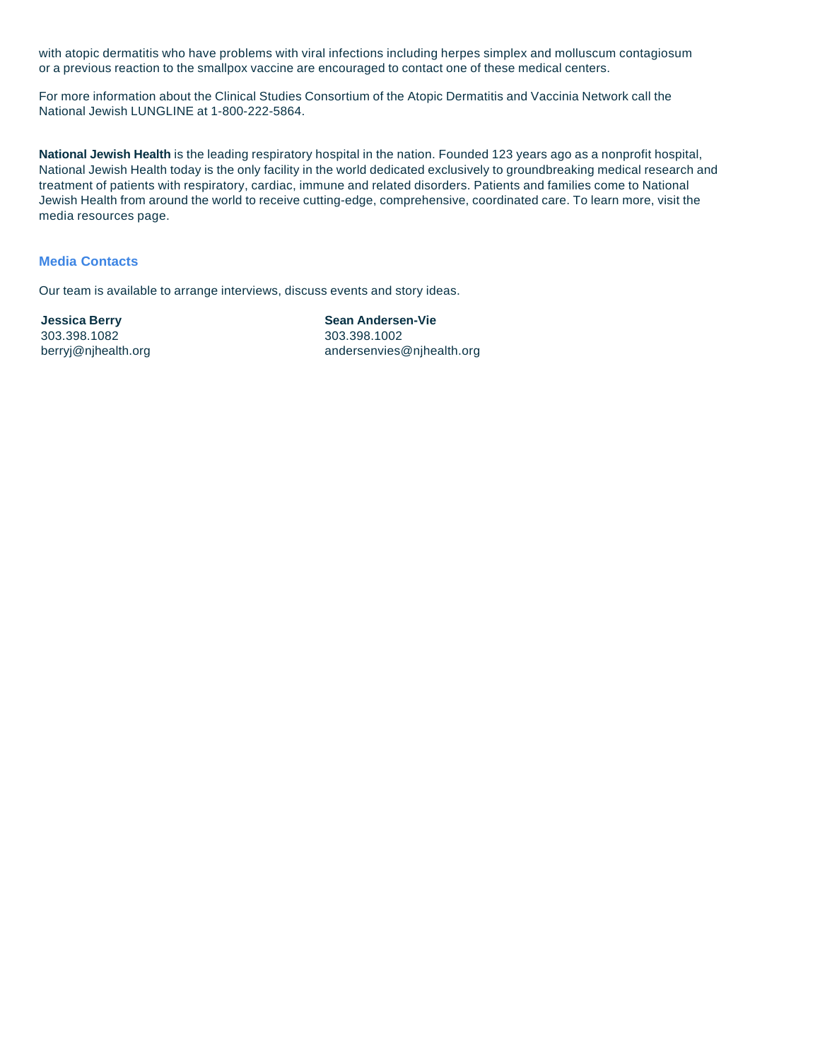with atopic dermatitis who have problems with viral infections including herpes simplex and molluscum contagiosum or a previous reaction to the smallpox vaccine are encouraged to contact one of these medical centers.

For more information about the Clinical Studies Consortium of the Atopic Dermatitis and Vaccinia Network call the National Jewish LUNGLINE at 1-800-222-5864.

**National Jewish Health** is the leading respiratory hospital in the nation. Founded 123 years ago as a nonprofit hospital, National Jewish Health today is the only facility in the world dedicated exclusively to groundbreaking medical research and treatment of patients with respiratory, cardiac, immune and related disorders. Patients and families come to National Jewish Health from around the world to receive cutting-edge, comprehensive, coordinated care. To learn more, visit the media resources page.

## Media Contacts

Our team is available to arrange interviews, discuss events and story ideas.

**Jessica Berry**
303.398.1082
berryj@njhealth.org

**Sean Andersen-Vie**
303.398.1002
andersenvies@njhealth.org